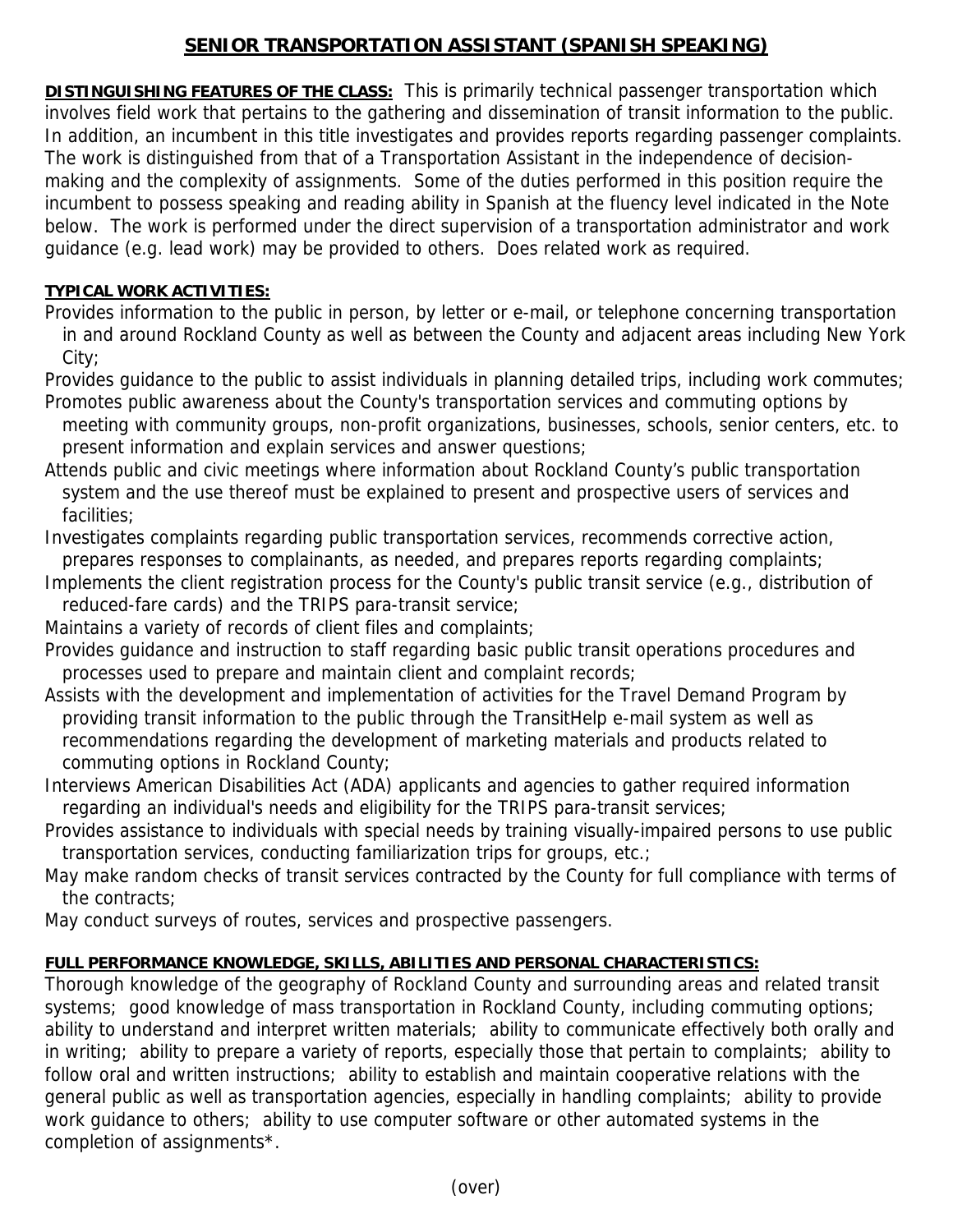# SENIOR TRANSPORTATION ASSISTANT (SPANISH SPEAKING)

**DISTINGUISHING FEATURES OF THE CLASS:** This is primarily technical passenger transportation which involves field work that pertains to the gathering and dissemination of transit information to the public. In addition, an incumbent in this title investigates and provides reports regarding passenger complaints. The work is distinguished from that of a Transportation Assistant in the independence of decision-making and the complexity of assignments. Some of the duties performed in this position require the incumbent to possess speaking and reading ability in Spanish at the fluency level indicated in the Note below. The work is performed under the direct supervision of a transportation administrator and work guidance (e.g. lead work) may be provided to others. Does related work as required.

**TYPICAL WORK ACTIVITIES:**

Provides information to the public in person, by letter or e-mail, or telephone concerning transportation in and around Rockland County as well as between the County and adjacent areas including New York City;

Provides guidance to the public to assist individuals in planning detailed trips, including work commutes;

Promotes public awareness about the County's transportation services and commuting options by meeting with community groups, non-profit organizations, businesses, schools, senior centers, etc. to present information and explain services and answer questions;

Attends public and civic meetings where information about Rockland County's public transportation system and the use thereof must be explained to present and prospective users of services and facilities;

Investigates complaints regarding public transportation services, recommends corrective action, prepares responses to complainants, as needed, and prepares reports regarding complaints;

Implements the client registration process for the County's public transit service (e.g., distribution of reduced-fare cards) and the TRIPS para-transit service;

Maintains a variety of records of client files and complaints;

Provides guidance and instruction to staff regarding basic public transit operations procedures and processes used to prepare and maintain client and complaint records;

Assists with the development and implementation of activities for the Travel Demand Program by providing transit information to the public through the TransitHelp e-mail system as well as recommendations regarding the development of marketing materials and products related to commuting options in Rockland County;

Interviews American Disabilities Act (ADA) applicants and agencies to gather required information regarding an individual's needs and eligibility for the TRIPS para-transit services;

Provides assistance to individuals with special needs by training visually-impaired persons to use public transportation services, conducting familiarization trips for groups, etc.;

May make random checks of transit services contracted by the County for full compliance with terms of the contracts;

May conduct surveys of routes, services and prospective passengers.

**FULL PERFORMANCE KNOWLEDGE, SKILLS, ABILITIES AND PERSONAL CHARACTERISTICS:**
Thorough knowledge of the geography of Rockland County and surrounding areas and related transit systems; good knowledge of mass transportation in Rockland County, including commuting options; ability to understand and interpret written materials; ability to communicate effectively both orally and in writing; ability to prepare a variety of reports, especially those that pertain to complaints; ability to follow oral and written instructions; ability to establish and maintain cooperative relations with the general public as well as transportation agencies, especially in handling complaints; ability to provide work guidance to others; ability to use computer software or other automated systems in the completion of assignments*.

(over)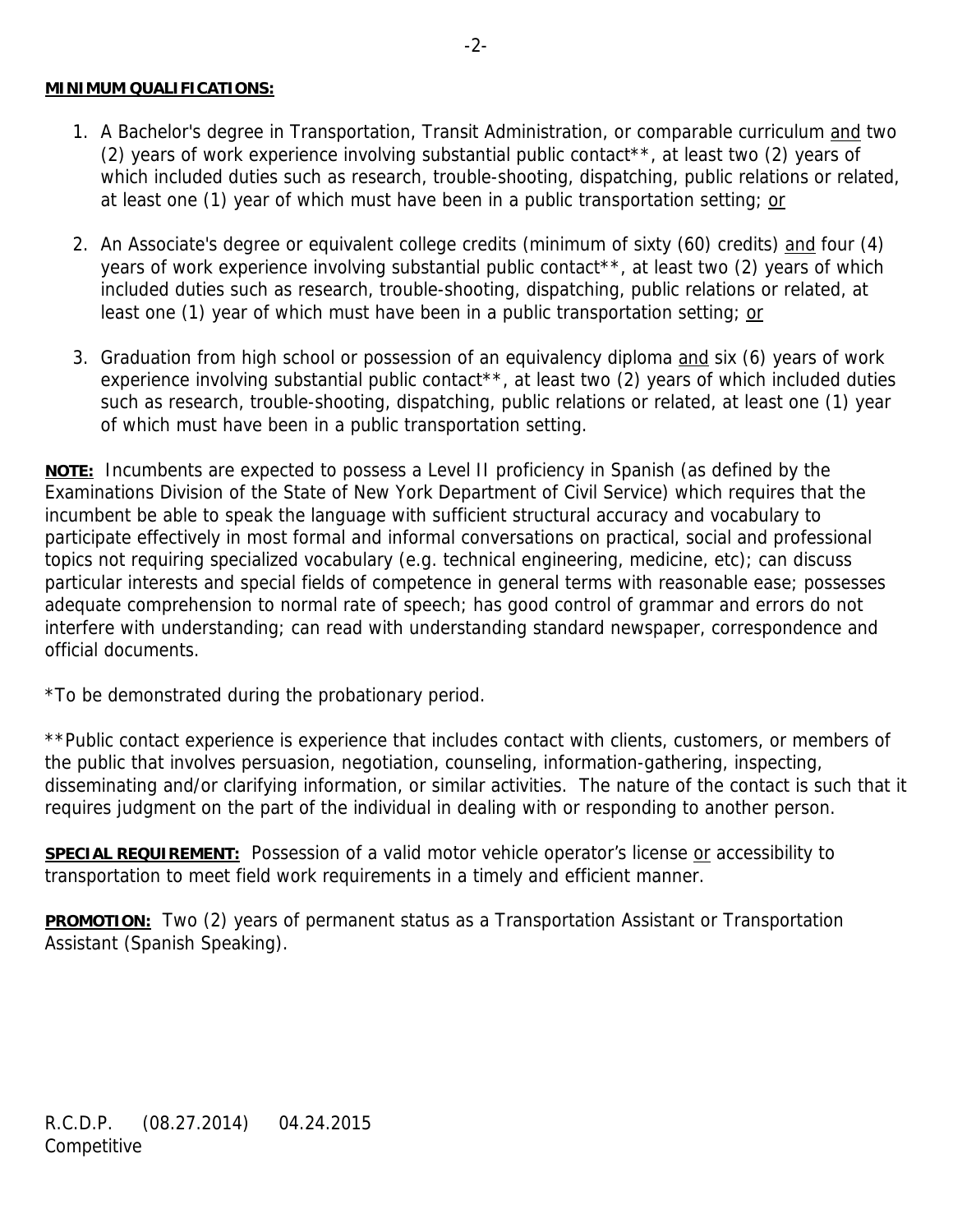**MINIMUM QUALIFICATIONS:**

1. A Bachelor's degree in Transportation, Transit Administration, or comparable curriculum and two (2) years of work experience involving substantial public contact**, at least two (2) years of which included duties such as research, trouble-shooting, dispatching, public relations or related, at least one (1) year of which must have been in a public transportation setting; or

2. An Associate's degree or equivalent college credits (minimum of sixty (60) credits) and four (4) years of work experience involving substantial public contact**, at least two (2) years of which included duties such as research, trouble-shooting, dispatching, public relations or related, at least one (1) year of which must have been in a public transportation setting; or

3. Graduation from high school or possession of an equivalency diploma and six (6) years of work experience involving substantial public contact**, at least two (2) years of which included duties such as research, trouble-shooting, dispatching, public relations or related, at least one (1) year of which must have been in a public transportation setting.

**NOTE:** Incumbents are expected to possess a Level II proficiency in Spanish (as defined by the Examinations Division of the State of New York Department of Civil Service) which requires that the incumbent be able to speak the language with sufficient structural accuracy and vocabulary to participate effectively in most formal and informal conversations on practical, social and professional topics not requiring specialized vocabulary (e.g. technical engineering, medicine, etc); can discuss particular interests and special fields of competence in general terms with reasonable ease; possesses adequate comprehension to normal rate of speech; has good control of grammar and errors do not interfere with understanding; can read with understanding standard newspaper, correspondence and official documents.

*To be demonstrated during the probationary period.

**Public contact experience is experience that includes contact with clients, customers, or members of the public that involves persuasion, negotiation, counseling, information-gathering, inspecting, disseminating and/or clarifying information, or similar activities. The nature of the contact is such that it requires judgment on the part of the individual in dealing with or responding to another person.

**SPECIAL REQUIREMENT:** Possession of a valid motor vehicle operator's license or accessibility to transportation to meet field work requirements in a timely and efficient manner.

**PROMOTION:** Two (2) years of permanent status as a Transportation Assistant or Transportation Assistant (Spanish Speaking).

R.C.D.P. (08.27.2014) 04.24.2015
Competitive